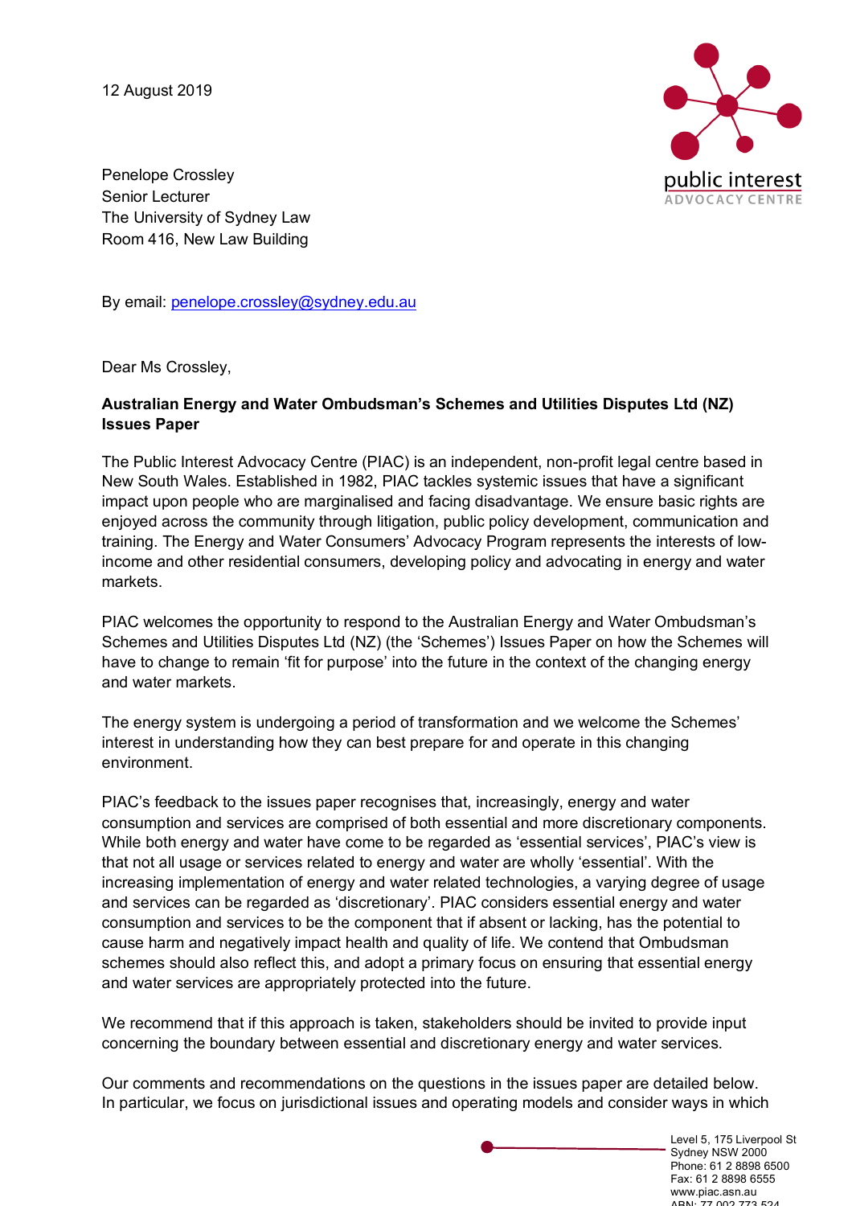12 August 2019

Penelope Crossley
Senior Lecturer
The University of Sydney Law
Room 416, New Law Building

By email: penelope.crossley@sydney.edu.au

Dear Ms Crossley,

**Australian Energy and Water Ombudsman's Schemes and Utilities Disputes Ltd (NZ) Issues Paper**

The Public Interest Advocacy Centre (PIAC) is an independent, non-profit legal centre based in New South Wales. Established in 1982, PIAC tackles systemic issues that have a significant impact upon people who are marginalised and facing disadvantage. We ensure basic rights are enjoyed across the community through litigation, public policy development, communication and training. The Energy and Water Consumers' Advocacy Program represents the interests of low-income and other residential consumers, developing policy and advocating in energy and water markets.

PIAC welcomes the opportunity to respond to the Australian Energy and Water Ombudsman's Schemes and Utilities Disputes Ltd (NZ) (the 'Schemes') Issues Paper on how the Schemes will have to change to remain 'fit for purpose' into the future in the context of the changing energy and water markets.

The energy system is undergoing a period of transformation and we welcome the Schemes' interest in understanding how they can best prepare for and operate in this changing environment.

PIAC's feedback to the issues paper recognises that, increasingly, energy and water consumption and services are comprised of both essential and more discretionary components. While both energy and water have come to be regarded as 'essential services', PIAC's view is that not all usage or services related to energy and water are wholly 'essential'. With the increasing implementation of energy and water related technologies, a varying degree of usage and services can be regarded as 'discretionary'. PIAC considers essential energy and water consumption and services to be the component that if absent or lacking, has the potential to cause harm and negatively impact health and quality of life. We contend that Ombudsman schemes should also reflect this, and adopt a primary focus on ensuring that essential energy and water services are appropriately protected into the future.

We recommend that if this approach is taken, stakeholders should be invited to provide input concerning the boundary between essential and discretionary energy and water services.

Our comments and recommendations on the questions in the issues paper are detailed below. In particular, we focus on jurisdictional issues and operating models and consider ways in which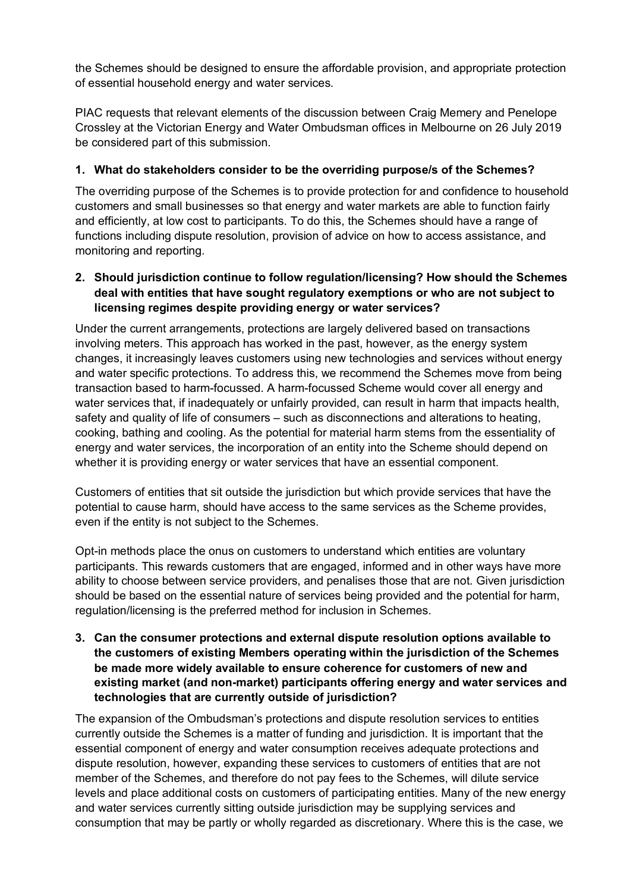the Schemes should be designed to ensure the affordable provision, and appropriate protection of essential household energy and water services.

PIAC requests that relevant elements of the discussion between Craig Memery and Penelope Crossley at the Victorian Energy and Water Ombudsman offices in Melbourne on 26 July 2019 be considered part of this submission.

**1. What do stakeholders consider to be the overriding purpose/s of the Schemes?**

The overriding purpose of the Schemes is to provide protection for and confidence to household customers and small businesses so that energy and water markets are able to function fairly and efficiently, at low cost to participants. To do this, the Schemes should have a range of functions including dispute resolution, provision of advice on how to access assistance, and monitoring and reporting.

**2. Should jurisdiction continue to follow regulation/licensing? How should the Schemes deal with entities that have sought regulatory exemptions or who are not subject to licensing regimes despite providing energy or water services?**

Under the current arrangements, protections are largely delivered based on transactions involving meters. This approach has worked in the past, however, as the energy system changes, it increasingly leaves customers using new technologies and services without energy and water specific protections. To address this, we recommend the Schemes move from being transaction based to harm-focussed. A harm-focussed Scheme would cover all energy and water services that, if inadequately or unfairly provided, can result in harm that impacts health, safety and quality of life of consumers – such as disconnections and alterations to heating, cooking, bathing and cooling. As the potential for material harm stems from the essentiality of energy and water services, the incorporation of an entity into the Scheme should depend on whether it is providing energy or water services that have an essential component.

Customers of entities that sit outside the jurisdiction but which provide services that have the potential to cause harm, should have access to the same services as the Scheme provides, even if the entity is not subject to the Schemes.

Opt-in methods place the onus on customers to understand which entities are voluntary participants. This rewards customers that are engaged, informed and in other ways have more ability to choose between service providers, and penalises those that are not. Given jurisdiction should be based on the essential nature of services being provided and the potential for harm, regulation/licensing is the preferred method for inclusion in Schemes.

**3. Can the consumer protections and external dispute resolution options available to the customers of existing Members operating within the jurisdiction of the Schemes be made more widely available to ensure coherence for customers of new and existing market (and non-market) participants offering energy and water services and technologies that are currently outside of jurisdiction?**

The expansion of the Ombudsman's protections and dispute resolution services to entities currently outside the Schemes is a matter of funding and jurisdiction. It is important that the essential component of energy and water consumption receives adequate protections and dispute resolution, however, expanding these services to customers of entities that are not member of the Schemes, and therefore do not pay fees to the Schemes, will dilute service levels and place additional costs on customers of participating entities. Many of the new energy and water services currently sitting outside jurisdiction may be supplying services and consumption that may be partly or wholly regarded as discretionary. Where this is the case, we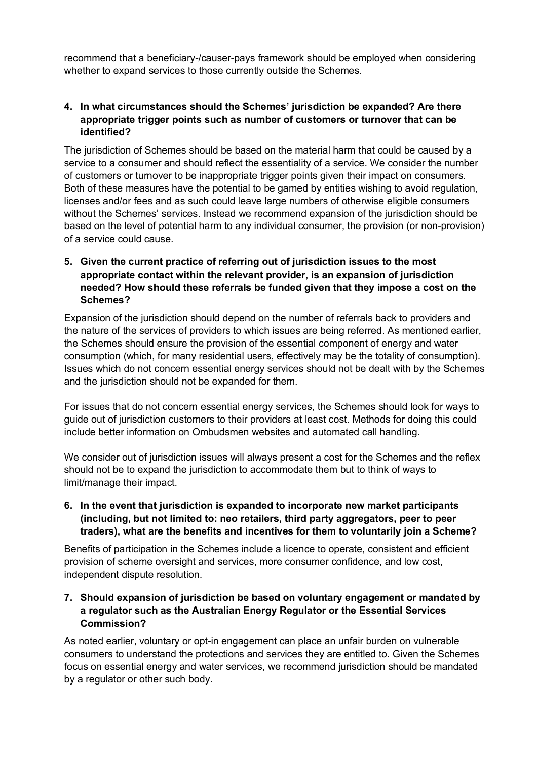recommend that a beneficiary-/causer-pays framework should be employed when considering whether to expand services to those currently outside the Schemes.

4. **In what circumstances should the Schemes' jurisdiction be expanded? Are there appropriate trigger points such as number of customers or turnover that can be identified?**

The jurisdiction of Schemes should be based on the material harm that could be caused by a service to a consumer and should reflect the essentiality of a service. We consider the number of customers or turnover to be inappropriate trigger points given their impact on consumers. Both of these measures have the potential to be gamed by entities wishing to avoid regulation, licenses and/or fees and as such could leave large numbers of otherwise eligible consumers without the Schemes' services. Instead we recommend expansion of the jurisdiction should be based on the level of potential harm to any individual consumer, the provision (or non-provision) of a service could cause.

5. **Given the current practice of referring out of jurisdiction issues to the most appropriate contact within the relevant provider, is an expansion of jurisdiction needed? How should these referrals be funded given that they impose a cost on the Schemes?**

Expansion of the jurisdiction should depend on the number of referrals back to providers and the nature of the services of providers to which issues are being referred. As mentioned earlier, the Schemes should ensure the provision of the essential component of energy and water consumption (which, for many residential users, effectively may be the totality of consumption). Issues which do not concern essential energy services should not be dealt with by the Schemes and the jurisdiction should not be expanded for them.

For issues that do not concern essential energy services, the Schemes should look for ways to guide out of jurisdiction customers to their providers at least cost. Methods for doing this could include better information on Ombudsmen websites and automated call handling.

We consider out of jurisdiction issues will always present a cost for the Schemes and the reflex should not be to expand the jurisdiction to accommodate them but to think of ways to limit/manage their impact.

6. **In the event that jurisdiction is expanded to incorporate new market participants (including, but not limited to: neo retailers, third party aggregators, peer to peer traders), what are the benefits and incentives for them to voluntarily join a Scheme?**

Benefits of participation in the Schemes include a licence to operate, consistent and efficient provision of scheme oversight and services, more consumer confidence, and low cost, independent dispute resolution.

7. **Should expansion of jurisdiction be based on voluntary engagement or mandated by a regulator such as the Australian Energy Regulator or the Essential Services Commission?**

As noted earlier, voluntary or opt-in engagement can place an unfair burden on vulnerable consumers to understand the protections and services they are entitled to. Given the Schemes focus on essential energy and water services, we recommend jurisdiction should be mandated by a regulator or other such body.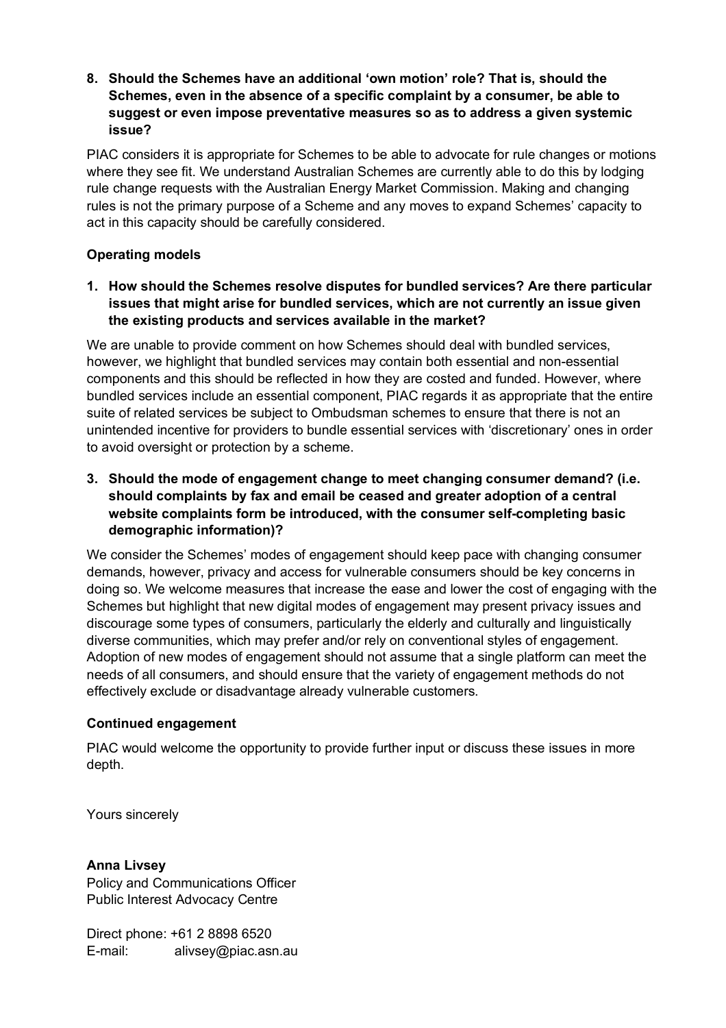**8. Should the Schemes have an additional 'own motion' role? That is, should the Schemes, even in the absence of a specific complaint by a consumer, be able to suggest or even impose preventative measures so as to address a given systemic issue?**

PIAC considers it is appropriate for Schemes to be able to advocate for rule changes or motions where they see fit. We understand Australian Schemes are currently able to do this by lodging rule change requests with the Australian Energy Market Commission. Making and changing rules is not the primary purpose of a Scheme and any moves to expand Schemes' capacity to act in this capacity should be carefully considered.

**Operating models**

**1. How should the Schemes resolve disputes for bundled services? Are there particular issues that might arise for bundled services, which are not currently an issue given the existing products and services available in the market?**

We are unable to provide comment on how Schemes should deal with bundled services, however, we highlight that bundled services may contain both essential and non-essential components and this should be reflected in how they are costed and funded. However, where bundled services include an essential component, PIAC regards it as appropriate that the entire suite of related services be subject to Ombudsman schemes to ensure that there is not an unintended incentive for providers to bundle essential services with 'discretionary' ones in order to avoid oversight or protection by a scheme.

**3. Should the mode of engagement change to meet changing consumer demand? (i.e. should complaints by fax and email be ceased and greater adoption of a central website complaints form be introduced, with the consumer self-completing basic demographic information)?**

We consider the Schemes' modes of engagement should keep pace with changing consumer demands, however, privacy and access for vulnerable consumers should be key concerns in doing so. We welcome measures that increase the ease and lower the cost of engaging with the Schemes but highlight that new digital modes of engagement may present privacy issues and discourage some types of consumers, particularly the elderly and culturally and linguistically diverse communities, which may prefer and/or rely on conventional styles of engagement. Adoption of new modes of engagement should not assume that a single platform can meet the needs of all consumers, and should ensure that the variety of engagement methods do not effectively exclude or disadvantage already vulnerable customers.

**Continued engagement**

PIAC would welcome the opportunity to provide further input or discuss these issues in more depth.

Yours sincerely

**Anna Livsey**
Policy and Communications Officer
Public Interest Advocacy Centre

Direct phone: +61 2 8898 6520
E-mail: alivsey@piac.asn.au